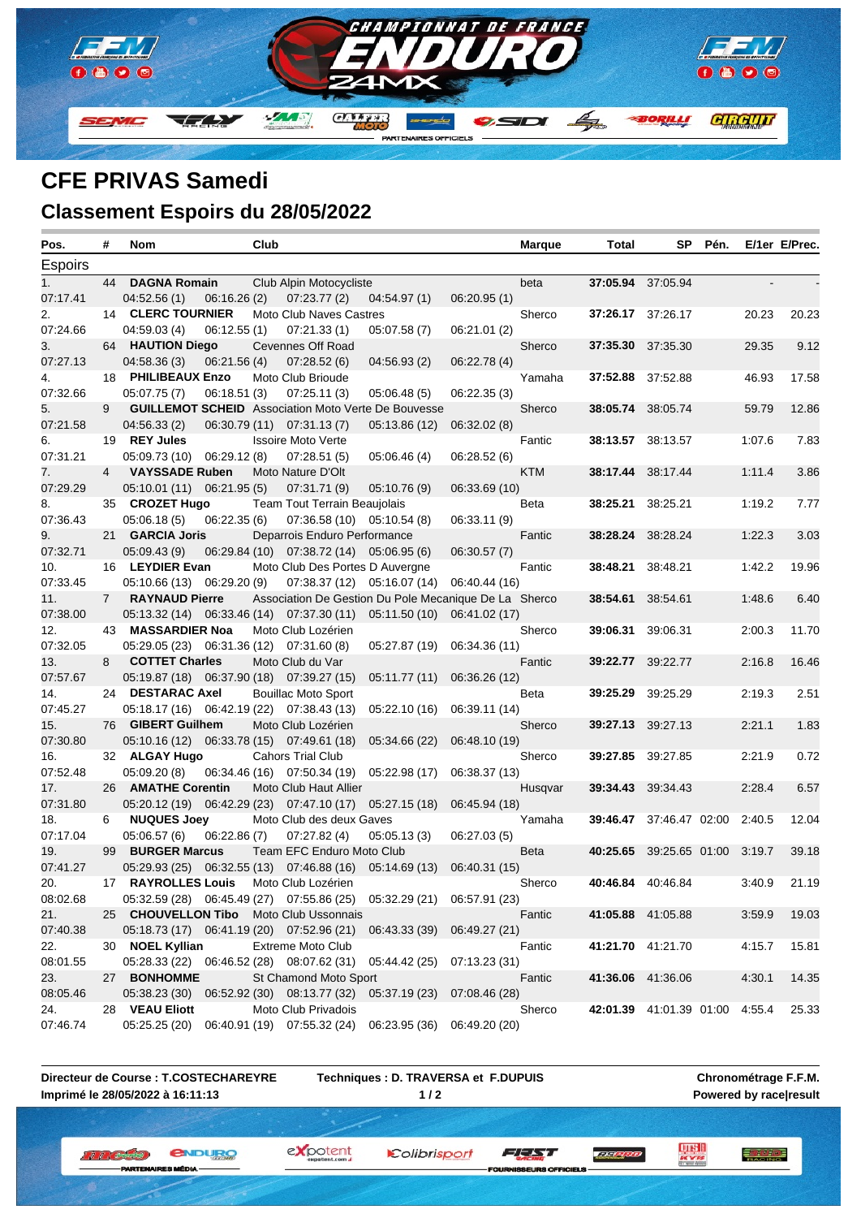# CFE PRIVAS Samedi

## Classement Espoirs du 28/05/2022

| Pos. | # | Nom | Club | Marque | Total | SP | Pén. | E/1er | E/Prec. |
|---|---|---|---|---|---|---|---|---|---|
| **Espoirs** | | | | | | | | | |
| 1. | 44 | **DAGNA Romain** | Club Alpin Motocycliste | beta | **37:05.94** | 37:05.94 | | - | - |
| 07:17.41 | | 04:52.56 (1) 06:16.26 (2) 07:23.77 (2) 04:54.97 (1) 06:20.95 (1) | | | | | | | |
| 2. | 14 | **CLERC TOURNIER** | Moto Club Naves Castres | Sherco | **37:26.17** | 37:26.17 | | 20.23 | 20.23 |
| 07:24.66 | | 04:59.03 (4) 06:12.55 (1) 07:21.33 (1) 05:07.58 (7) 06:21.01 (2) | | | | | | | |
| 3. | 64 | **HAUTION Diego** | Cevennes Off Road | Sherco | **37:35.30** | 37:35.30 | | 29.35 | 9.12 |
| 07:27.13 | | 04:58.36 (3) 06:21.56 (4) 07:28.52 (6) 04:56.93 (2) 06:22.78 (4) | | | | | | | |
| 4. | 18 | **PHILIBEAUX Enzo** | Moto Club Brioude | Yamaha | **37:52.88** | 37:52.88 | | 46.93 | 17.58 |
| 07:32.66 | | 05:07.75 (7) 06:18.51 (3) 07:25.11 (3) 05:06.48 (5) 06:22.35 (3) | | | | | | | |
| 5. | 9 | **GUILLEMOT SCHEID** | Association Moto Verte De Bouvesse | Sherco | **38:05.74** | 38:05.74 | | 59.79 | 12.86 |
| 07:21.58 | | 04:56.33 (2) 06:30.79 (11) 07:31.13 (7) 05:13.86 (12) 06:32.02 (8) | | | | | | | |
| 6. | 19 | **REY Jules** | Issoire Moto Verte | Fantic | **38:13.57** | 38:13.57 | | 1:07.6 | 7.83 |
| 07:31.21 | | 05:09.73 (10) 06:29.12 (8) 07:28.51 (5) 05:06.46 (4) 06:28.52 (6) | | | | | | | |
| 7. | 4 | **VAYSSADE Ruben** | Moto Nature D'Olt | KTM | **38:17.44** | 38:17.44 | | 1:11.4 | 3.86 |
| 07:29.29 | | 05:10.01 (11) 06:21.95 (5) 07:31.71 (9) 05:10.76 (9) 06:33.69 (10) | | | | | | | |
| 8. | 35 | **CROZET Hugo** | Team Tout Terrain Beaujolais | Beta | **38:25.21** | 38:25.21 | | 1:19.2 | 7.77 |
| 07:36.43 | | 05:06.18 (5) 06:22.35 (6) 07:36.58 (10) 05:10.54 (8) 06:33.11 (9) | | | | | | | |
| 9. | 21 | **GARCIA Joris** | Deparrois Enduro Performance | Fantic | **38:28.24** | 38:28.24 | | 1:22.3 | 3.03 |
| 07:32.71 | | 05:09.43 (9) 06:29.84 (10) 07:38.72 (14) 05:06.95 (6) 06:30.57 (7) | | | | | | | |
| 10. | 16 | **LEYDIER Evan** | Moto Club Des Portes D Auvergne | Fantic | **38:48.21** | 38:48.21 | | 1:42.2 | 19.96 |
| 07:33.45 | | 05:10.66 (13) 06:29.20 (9) 07:38.37 (12) 05:16.07 (14) 06:40.44 (16) | | | | | | | |
| 11. | 7 | **RAYNAUD Pierre** | Association De Gestion Du Pole Mecanique De La | Sherco | **38:54.61** | 38:54.61 | | 1:48.6 | 6.40 |
| 07:38.00 | | 05:13.32 (14) 06:33.46 (14) 07:37.30 (11) 05:11.50 (10) 06:41.02 (17) | | | | | | | |
| 12. | 43 | **MASSARDIER Noa** | Moto Club Lozérien | Sherco | **39:06.31** | 39:06.31 | | 2:00.3 | 11.70 |
| 07:32.05 | | 05:29.05 (23) 06:31.36 (12) 07:31.60 (8) 05:27.87 (19) 06:34.36 (11) | | | | | | | |
| 13. | 8 | **COTTET Charles** | Moto Club du Var | Fantic | **39:22.77** | 39:22.77 | | 2:16.8 | 16.46 |
| 07:57.67 | | 05:19.87 (18) 06:37.90 (18) 07:39.27 (15) 05:11.77 (11) 06:36.26 (12) | | | | | | | |
| 14. | 24 | **DESTARAC Axel** | Bouillac Moto Sport | Beta | **39:25.29** | 39:25.29 | | 2:19.3 | 2.51 |
| 07:45.27 | | 05:18.17 (16) 06:42.19 (22) 07:38.43 (13) 05:22.10 (16) 06:39.11 (14) | | | | | | | |
| 15. | 76 | **GIBERT Guilhem** | Moto Club Lozérien | Sherco | **39:27.13** | 39:27.13 | | 2:21.1 | 1.83 |
| 07:30.80 | | 05:10.16 (12) 06:33.78 (15) 07:49.61 (18) 05:34.66 (22) 06:48.10 (19) | | | | | | | |
| 16. | 32 | **ALGAY Hugo** | Cahors Trial Club | Sherco | **39:27.85** | 39:27.85 | | 2:21.9 | 0.72 |
| 07:52.48 | | 05:09.20 (8) 06:34.46 (16) 07:50.34 (19) 05:22.98 (17) 06:38.37 (13) | | | | | | | |
| 17. | 26 | **AMATHE Corentin** | Moto Club Haut Allier | Husqvar | **39:34.43** | 39:34.43 | | 2:28.4 | 6.57 |
| 07:31.80 | | 05:20.12 (19) 06:42.29 (23) 07:47.10 (17) 05:27.15 (18) 06:45.94 (18) | | | | | | | |
| 18. | 6 | **NUQUES Joey** | Moto Club des deux Gaves | Yamaha | **39:46.47** | 37:46.47 | 02:00 | 2:40.5 | 12.04 |
| 07:17.04 | | 05:06.57 (6) 06:22.86 (7) 07:27.82 (4) 05:05.13 (3) 06:27.03 (5) | | | | | | | |
| 19. | 99 | **BURGER Marcus** | Team EFC Enduro Moto Club | Beta | **40:25.65** | 39:25.65 | 01:00 | 3:19.7 | 39.18 |
| 07:41.27 | | 05:29.93 (25) 06:32.55 (13) 07:46.88 (16) 05:14.69 (13) 06:40.31 (15) | | | | | | | |
| 20. | 17 | **RAYROLLES Louis** | Moto Club Lozérien | Sherco | **40:46.84** | 40:46.84 | | 3:40.9 | 21.19 |
| 08:02.68 | | 05:32.59 (28) 06:45.49 (27) 07:55.86 (25) 05:32.29 (21) 06:57.91 (23) | | | | | | | |
| 21. | 25 | **CHOUVELLON Tibo** | Moto Club Ussonnais | Fantic | **41:05.88** | 41:05.88 | | 3:59.9 | 19.03 |
| 07:40.38 | | 05:18.73 (17) 06:41.19 (20) 07:52.96 (21) 06:43.33 (39) 06:49.27 (21) | | | | | | | |
| 22. | 30 | **NOEL Kyllian** | Extreme Moto Club | Fantic | **41:21.70** | 41:21.70 | | 4:15.7 | 15.81 |
| 08:01.55 | | 05:28.33 (22) 06:46.52 (28) 08:07.62 (31) 05:44.42 (25) 07:13.23 (31) | | | | | | | |
| 23. | 27 | **BONHOMME** | St Chamond Moto Sport | Fantic | **41:36.06** | 41:36.06 | | 4:30.1 | 14.35 |
| 08:05.46 | | 05:38.23 (30) 06:52.92 (30) 08:13.77 (32) 05:37.19 (23) 07:08.46 (28) | | | | | | | |
| 24. | 28 | **VEAU Eliott** | Moto Club Privadois | Sherco | **42:01.39** | 41:01.39 | 01:00 | 4:55.4 | 25.33 |
| 07:46.74 | | 05:25.25 (20) 06:40.91 (19) 07:55.32 (24) 06:23.95 (36) 06:49.20 (20) | | | | | | | |

**Directeur de Course : T.COSTECHAREYRE**
**Imprimé le 28/05/2022 à 16:11:13**

**Techniques : D. TRAVERSA et F.DUPUIS**

**Chronométrage F.F.M.**
**Powered by race|result**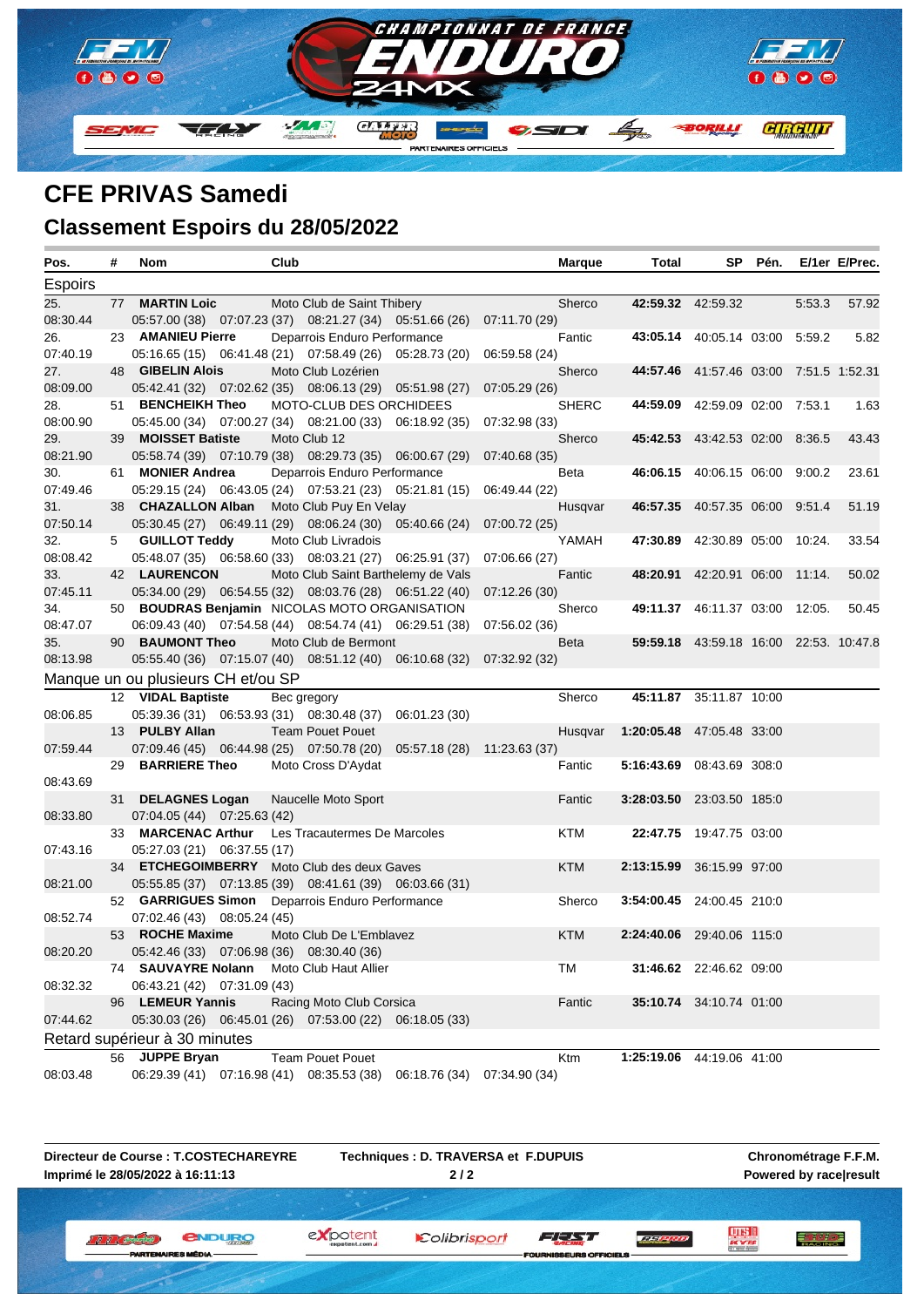# CFE PRIVAS Samedi

## Classement Espoirs du 28/05/2022

| Pos. | # | Nom | Club | Marque | Total | SP | Pén. | E/1er | E/Prec. |
|---|---|---|---|---|---|---|---|---|---|
| **Espoirs** | | | | | | | | | |
| 25. 08:30.44 | 77 | **MARTIN Loic** 05:57.00 (38) 07:07.23 (37) 08:21.27 (34) 05:51.66 (26) 07:11.70 (29) | Moto Club de Saint Thibery | Sherco | **42:59.32** | 42:59.32 | | 5:53.3 | 57.92 |
| 26. 07:40.19 | 23 | **AMANIEU Pierre** 05:16.65 (15) 06:41.48 (21) 07:58.49 (26) 05:28.73 (20) 06:59.58 (24) | Deparrois Enduro Performance | Fantic | **43:05.14** | 40:05.14 | 03:00 | 5:59.2 | 5.82 |
| 27. 08:09.00 | 48 | **GIBELIN Alois** 05:42.41 (32) 07:02.62 (35) 08:06.13 (29) 05:51.98 (27) 07:05.29 (26) | Moto Club Lozérien | Sherco | **44:57.46** | 41:57.46 | 03:00 | 7:51.5 | 1:52.31 |
| 28. 08:00.90 | 51 | **BENCHEIKH Theo** 05:45.00 (34) 07:00.27 (34) 08:21.00 (33) 06:18.92 (35) 07:32.98 (33) | MOTO-CLUB DES ORCHIDEES | SHERC | **44:59.09** | 42:59.09 | 02:00 | 7:53.1 | 1.63 |
| 29. 08:21.90 | 39 | **MOISSET Batiste** 05:58.74 (39) 07:10.79 (38) 08:29.73 (35) 06:00.67 (29) 07:40.68 (35) | Moto Club 12 | Sherco | **45:42.53** | 43:42.53 | 02:00 | 8:36.5 | 43.43 |
| 30. 07:49.46 | 61 | **MONIER Andrea** 05:29.15 (24) 06:43.05 (24) 07:53.21 (23) 05:21.81 (15) 06:49.44 (22) | Deparrois Enduro Performance | Beta | **46:06.15** | 40:06.15 | 06:00 | 9:00.2 | 23.61 |
| 31. 07:50.14 | 38 | **CHAZALLON Alban** 05:30.45 (27) 06:49.11 (29) 08:06.24 (30) 05:40.66 (24) 07:00.72 (25) | Moto Club Puy En Velay | Husqvar | **46:57.35** | 40:57.35 | 06:00 | 9:51.4 | 51.19 |
| 32. 08:08.42 | 5 | **GUILLOT Teddy** 05:48.07 (35) 06:58.60 (33) 08:03.21 (27) 06:25.91 (37) 07:06.66 (27) | Moto Club Livradois | YAMAH | **47:30.89** | 42:30.89 | 05:00 | 10:24. | 33.54 |
| 33. 07:45.11 | 42 | **LAURENCON** 05:34.00 (29) 06:54.55 (32) 08:03.76 (28) 06:51.22 (40) 07:12.26 (30) | Moto Club Saint Barthelemy de Vals | Fantic | **48:20.91** | 42:20.91 | 06:00 | 11:14. | 50.02 |
| 34. 08:47.07 | 50 | **BOUDRAS Benjamin** 06:09.43 (40) 07:54.58 (44) 08:54.74 (41) 06:29.51 (38) 07:56.02 (36) | NICOLAS MOTO ORGANISATION | Sherco | **49:11.37** | 46:11.37 | 03:00 | 12:05. | 50.45 |
| 35. 08:13.98 | 90 | **BAUMONT Theo** 05:55.40 (36) 07:15.07 (40) 08:51.12 (40) 06:10.68 (32) 07:32.92 (32) | Moto Club de Bermont | Beta | **59:59.18** | 43:59.18 | 16:00 | 22:53. | 10:47.8 |
| **Manque un ou plusieurs CH et/ou SP** | | | | | | | | | |
| 08:06.85 | 12 | **VIDAL Baptiste** 05:39.36 (31) 06:53.93 (31) 08:30.48 (37) 06:01.23 (30) | Bec gregory | Sherco | **45:11.87** | 35:11.87 | 10:00 | | |
| 07:59.44 | 13 | **PULBY Allan** 07:09.46 (45) 06:44.98 (25) 07:50.78 (20) 05:57.18 (28) 11:23.63 (37) | Team Pouet Pouet | Husqvar | **1:20:05.48** | 47:05.48 | 33:00 | | |
| 08:43.69 | 29 | **BARRIERE Theo** | Moto Cross D'Aydat | Fantic | **5:16:43.69** | 08:43.69 | 308:0 | | |
| 08:33.80 | 31 | **DELAGNES Logan** 07:04.05 (44) 07:25.63 (42) | Naucelle Moto Sport | Fantic | **3:28:03.50** | 23:03.50 | 185:0 | | |
| 07:43.16 | 33 | **MARCENAC Arthur** 05:27.03 (21) 06:37.55 (17) | Les Tracautermes De Marcoles | KTM | **22:47.75** | 19:47.75 | 03:00 | | |
| 08:21.00 | 34 | **ETCHEGOIMBERRY** 05:55.85 (37) 07:13.85 (39) 08:41.61 (39) 06:03.66 (31) | Moto Club des deux Gaves | KTM | **2:13:15.99** | 36:15.99 | 97:00 | | |
| 08:52.74 | 52 | **GARRIGUES Simon** 07:02.46 (43) 08:05.24 (45) | Deparrois Enduro Performance | Sherco | **3:54:00.45** | 24:00.45 | 210:0 | | |
| 08:20.20 | 53 | **ROCHE Maxime** 05:42.46 (33) 07:06.98 (36) 08:30.40 (36) | Moto Club De L'Emblavez | KTM | **2:24:40.06** | 29:40.06 | 115:0 | | |
| 08:32.32 | 74 | **SAUVAYRE Nolann** 06:43.21 (42) 07:31.09 (43) | Moto Club Haut Allier | TM | **31:46.62** | 22:46.62 | 09:00 | | |
| 07:44.62 | 96 | **LEMEUR Yannis** 05:30.03 (26) 06:45.01 (26) 07:53.00 (22) 06:18.05 (33) | Racing Moto Club Corsica | Fantic | **35:10.74** | 34:10.74 | 01:00 | | |
| **Retard supérieur à 30 minutes** | | | | | | | | | |
| 08:03.48 | 56 | **JUPPE Bryan** 06:29.39 (41) 07:16.98 (41) 08:35.53 (38) 06:18.76 (34) 07:34.90 (34) | Team Pouet Pouet | Ktm | **1:25:19.06** | 44:19.06 | 41:00 | | |

**Directeur de Course : T.COSTECHAREYRE** | **Techniques : D. TRAVERSA et F.DUPUIS** | **Chronométrage F.F.M.**

**Imprimé le 28/05/2022 à 16:11:13** | **Powered by race|result**